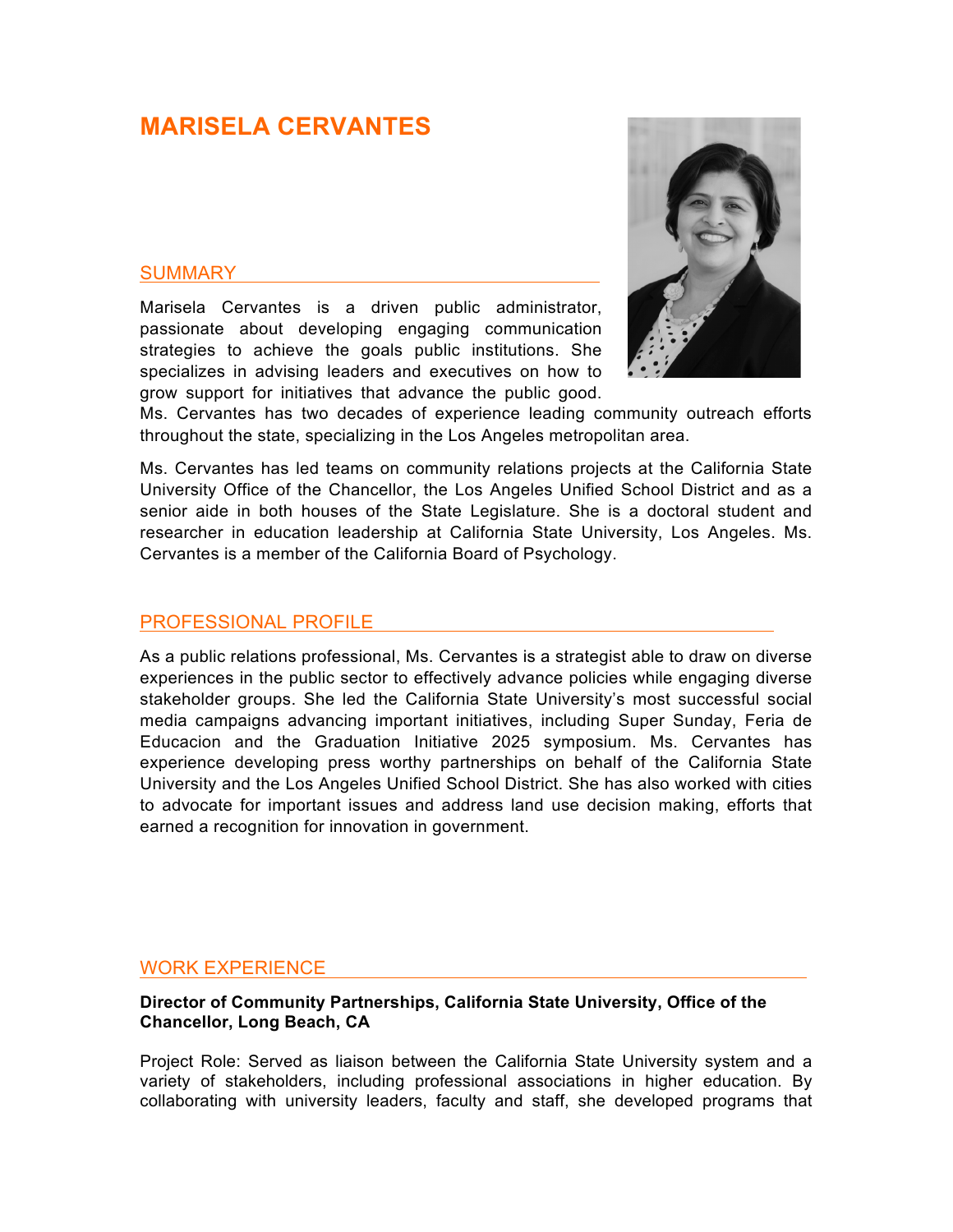# MARISELA CERVANTES

## SUMMARY

Marisela Cervantes is a driven public administrator, passionate about developing engaging communication strategies to achieve the goals public institutions. She specializes in advising leaders and executives on how to grow support for initiatives that advance the public good. Ms. Cervantes has two decades of experience leading community outreach efforts throughout the state, specializing in the Los Angeles metropolitan area.

Ms. Cervantes has led teams on community relations projects at the California State University Office of the Chancellor, the Los Angeles Unified School District and as a senior aide in both houses of the State Legislature. She is a doctoral student and researcher in education leadership at California State University, Los Angeles. Ms. Cervantes is a member of the California Board of Psychology.

## PROFESSIONAL PROFILE

As a public relations professional, Ms. Cervantes is a strategist able to draw on diverse experiences in the public sector to effectively advance policies while engaging diverse stakeholder groups. She led the California State University's most successful social media campaigns advancing important initiatives, including Super Sunday, Feria de Educacion and the Graduation Initiative 2025 symposium. Ms. Cervantes has experience developing press worthy partnerships on behalf of the California State University and the Los Angeles Unified School District. She has also worked with cities to advocate for important issues and address land use decision making, efforts that earned a recognition for innovation in government.

## WORK EXPERIENCE

**Director of Community Partnerships, California State University, Office of the Chancellor, Long Beach, CA**

Project Role: Served as liaison between the California State University system and a variety of stakeholders, including professional associations in higher education. By collaborating with university leaders, faculty and staff, she developed programs that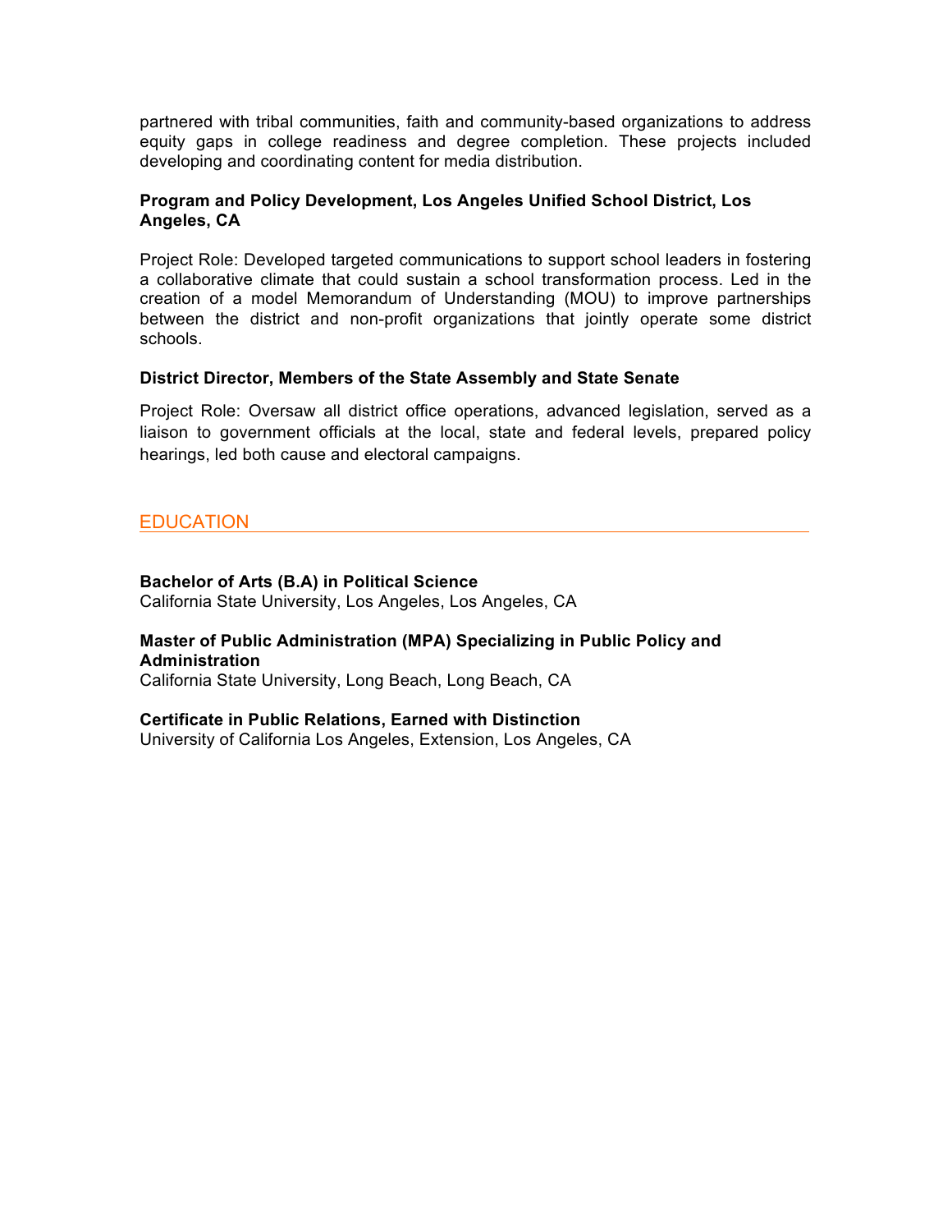partnered with tribal communities, faith and community-based organizations to address equity gaps in college readiness and degree completion. These projects included developing and coordinating content for media distribution.

**Program and Policy Development, Los Angeles Unified School District, Los Angeles, CA**

Project Role: Developed targeted communications to support school leaders in fostering a collaborative climate that could sustain a school transformation process. Led in the creation of a model Memorandum of Understanding (MOU) to improve partnerships between the district and non-profit organizations that jointly operate some district schools.

**District Director, Members of the State Assembly and State Senate**

Project Role: Oversaw all district office operations, advanced legislation, served as a liaison to government officials at the local, state and federal levels, prepared policy hearings, led both cause and electoral campaigns.

## EDUCATION

**Bachelor of Arts (B.A) in Political Science**
California State University, Los Angeles, Los Angeles, CA

**Master of Public Administration (MPA) Specializing in Public Policy and Administration**
California State University, Long Beach, Long Beach, CA

**Certificate in Public Relations, Earned with Distinction**
University of California Los Angeles, Extension, Los Angeles, CA